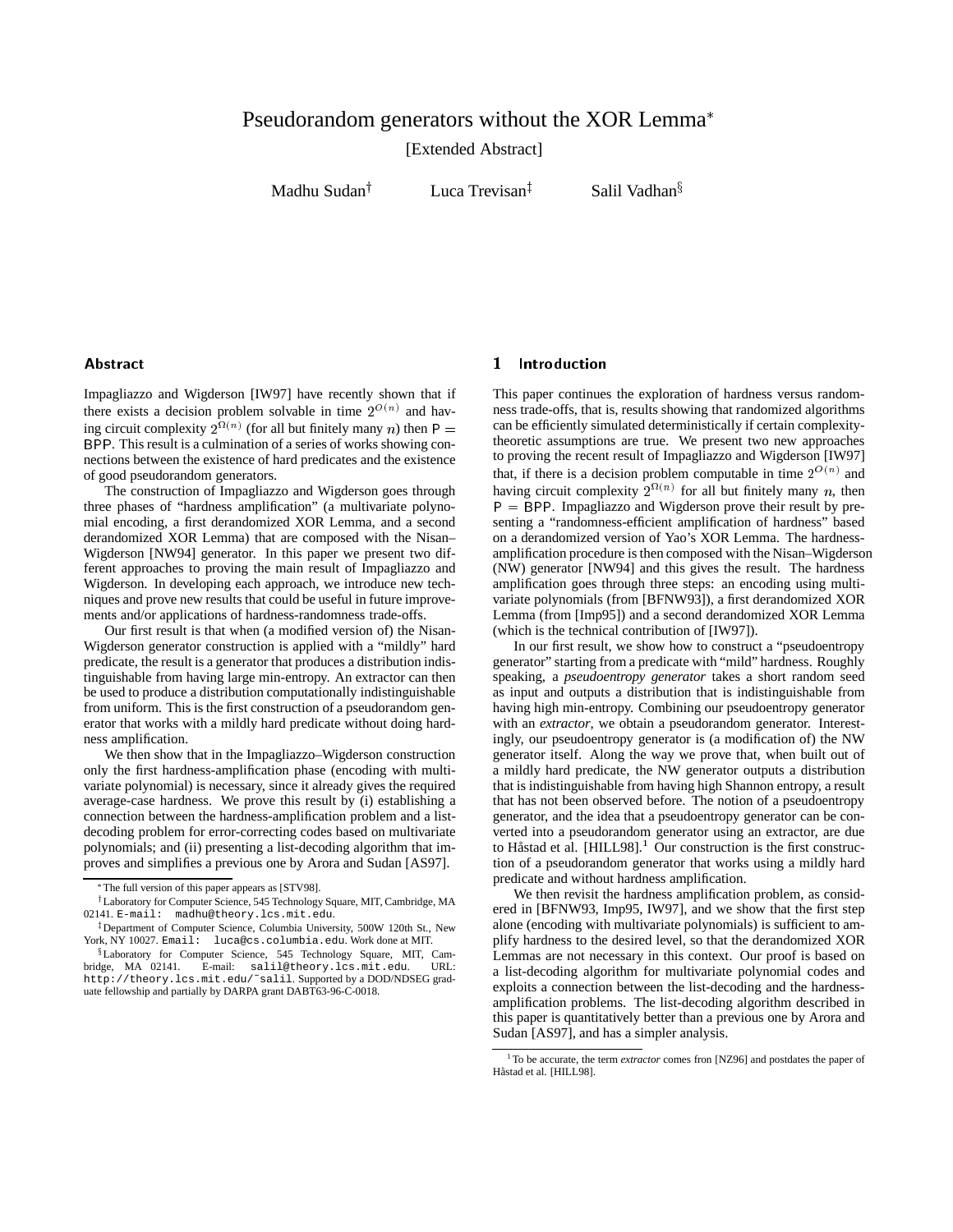# Pseudorandom generators without the XOR Lemma[*]

[Extended Abstract]

Madhu Sudan[†] Luca Trevisan[‡] Salil Vadhan[§]

## Abstract

Impagliazzo and Wigderson [IW97] have recently shown that if there exists a decision problem solvable in time $2^{O(n)}$ and having circuit complexity $2^{\Omega(n)}$ (for all but finitely many $n$) then $\mathsf{P} = \mathsf{BPP}$. This result is a culmination of a series of works showing connections between the existence of hard predicates and the existence of good pseudorandom generators.

The construction of Impagliazzo and Wigderson goes through three phases of "hardness amplification" (a multivariate polynomial encoding, a first derandomized XOR Lemma, and a second derandomized XOR Lemma) that are composed with the Nisan–Wigderson [NW94] generator. In this paper we present two different approaches to proving the main result of Impagliazzo and Wigderson. In developing each approach, we introduce new techniques and prove new results that could be useful in future improvements and/or applications of hardness-randomness trade-offs.

Our first result is that when (a modified version of) the Nisan-Wigderson generator construction is applied with a "mildly" hard predicate, the result is a generator that produces a distribution indistinguishable from having large min-entropy. An extractor can then be used to produce a distribution computationally indistinguishable from uniform. This is the first construction of a pseudorandom generator that works with a mildly hard predicate without doing hardness amplification.

We then show that in the Impagliazzo–Wigderson construction only the first hardness-amplification phase (encoding with multivariate polynomial) is necessary, since it already gives the required average-case hardness. We prove this result by (i) establishing a connection between the hardness-amplification problem and a list-decoding problem for error-correcting codes based on multivariate polynomials; and (ii) presenting a list-decoding algorithm that improves and simplifies a previous one by Arora and Sudan [AS97].

[*] The full version of this paper appears as [STV98].

[†] Laboratory for Computer Science, 545 Technology Square, MIT, Cambridge, MA 02141. E-mail: madhu@theory.lcs.mit.edu.

[‡] Department of Computer Science, Columbia University, 500W 120th St., New York, NY 10027. Email: luca@cs.columbia.edu. Work done at MIT.

[§] Laboratory for Computer Science, 545 Technology Square, MIT, Cambridge, MA 02141. E-mail: salil@theory.lcs.mit.edu. URL: http://theory.lcs.mit.edu/~salil. Supported by a DOD/NDSEG graduate fellowship and partially by DARPA grant DABT63-96-C-0018.

## 1 Introduction

This paper continues the exploration of hardness versus randomness trade-offs, that is, results showing that randomized algorithms can be efficiently simulated deterministically if certain complexity-theoretic assumptions are true. We present two new approaches to proving the recent result of Impagliazzo and Wigderson [IW97] that, if there is a decision problem computable in time $2^{O(n)}$ and having circuit complexity $2^{\Omega(n)}$ for all but finitely many $n$, then $\mathsf{P} = \mathsf{BPP}$. Impagliazzo and Wigderson prove their result by presenting a "randomness-efficient amplification of hardness" based on a derandomized version of Yao's XOR Lemma. The hardness-amplification procedure is then composed with the Nisan–Wigderson (NW) generator [NW94] and this gives the result. The hardness amplification goes through three steps: an encoding using multivariate polynomials (from [BFNW93]), a first derandomized XOR Lemma (from [Imp95]) and a second derandomized XOR Lemma (which is the technical contribution of [IW97]).

In our first result, we show how to construct a "pseudoentropy generator" starting from a predicate with "mild" hardness. Roughly speaking, a *pseudoentropy generator* takes a short random seed as input and outputs a distribution that is indistinguishable from having high min-entropy. Combining our pseudoentropy generator with an *extractor*, we obtain a pseudorandom generator. Interestingly, our pseudoentropy generator is (a modification of) the NW generator itself. Along the way we prove that, when built out of a mildly hard predicate, the NW generator outputs a distribution that is indistinguishable from having high Shannon entropy, a result that has not been observed before. The notion of a pseudoentropy generator, and the idea that a pseudoentropy generator can be converted into a pseudorandom generator using an extractor, are due to Håstad et al. [HILL98].[1] Our construction is the first construction of a pseudorandom generator that works using a mildly hard predicate and without hardness amplification.

We then revisit the hardness amplification problem, as considered in [BFNW93, Imp95, IW97], and we show that the first step alone (encoding with multivariate polynomials) is sufficient to amplify hardness to the desired level, so that the derandomized XOR Lemmas are not necessary in this context. Our proof is based on a list-decoding algorithm for multivariate polynomial codes and exploits a connection between the list-decoding and the hardness-amplification problems. The list-decoding algorithm described in this paper is quantitatively better than a previous one by Arora and Sudan [AS97], and has a simpler analysis.

[1] To be accurate, the term *extractor* comes fron [NZ96] and postdates the paper of Håstad et al. [HILL98].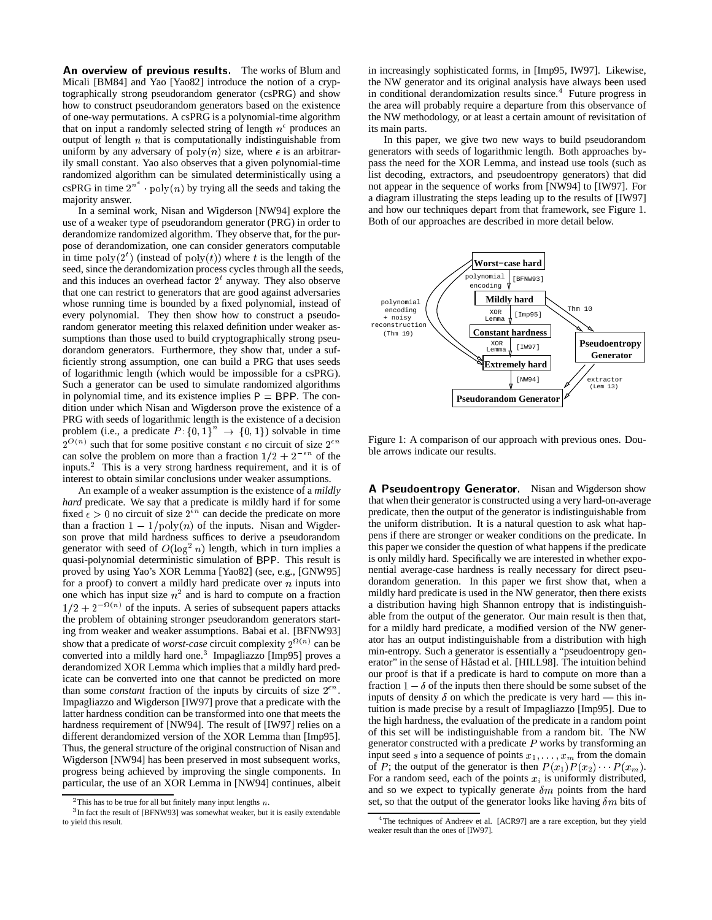**An overview of previous results.** The works of Blum and Micali [BM84] and Yao [Yao82] introduce the notion of a cryptographically strong pseudorandom generator (csPRG) and show how to construct pseudorandom generators based on the existence of one-way permutations. A csPRG is a polynomial-time algorithm that on input a randomly selected string of length $n^\epsilon$ produces an output of length $n$ that is computationally indistinguishable from uniform by any adversary of $\mathrm{poly}(n)$ size, where $\epsilon$ is an arbitrarily small constant. Yao also observes that a given polynomial-time randomized algorithm can be simulated deterministically using a csPRG in time $2^{n^\epsilon} \cdot \mathrm{poly}(n)$ by trying all the seeds and taking the majority answer.

In a seminal work, Nisan and Wigderson [NW94] explore the use of a weaker type of pseudorandom generator (PRG) in order to derandomize randomized algorithm. They observe that, for the purpose of derandomization, one can consider generators computable in time $\mathrm{poly}(2^t)$ (instead of $\mathrm{poly}(t)$) where $t$ is the length of the seed, since the derandomization process cycles through all the seeds, and this induces an overhead factor $2^t$ anyway. They also observe that one can restrict to generators that are good against adversaries whose running time is bounded by a fixed polynomial, instead of every polynomial. They then show how to construct a pseudorandom generator meeting this relaxed definition under weaker assumptions than those used to build cryptographically strong pseudorandom generators. Furthermore, they show that, under a sufficiently strong assumption, one can build a PRG that uses seeds of logarithmic length (which would be impossible for a csPRG). Such a generator can be used to simulate randomized algorithms in polynomial time, and its existence implies $\mathsf{P} = \mathsf{BPP}$. The condition under which Nisan and Wigderson prove the existence of a PRG with seeds of logarithmic length is the existence of a decision problem (i.e., a predicate $P: \{0,1\}^n \to \{0,1\}$) solvable in time $2^{O(n)}$ such that for some positive constant $\epsilon$ no circuit of size $2^{\epsilon n}$ can solve the problem on more than a fraction $1/2 + 2^{-\epsilon n}$ of the inputs.[2] This is a very strong hardness requirement, and it is of interest to obtain similar conclusions under weaker assumptions.

An example of a weaker assumption is the existence of a *mildly hard* predicate. We say that a predicate is mildly hard if for some fixed $\epsilon > 0$ no circuit of size $2^{\epsilon n}$ can decide the predicate on more than a fraction $1 - 1/\mathrm{poly}(n)$ of the inputs. Nisan and Wigderson prove that mild hardness suffices to derive a pseudorandom generator with seed of $O(\log^2 n)$ length, which in turn implies a quasi-polynomial deterministic simulation of $\mathsf{BPP}$. This result is proved by using Yao's XOR Lemma [Yao82] (see, e.g., [GNW95] for a proof) to convert a mildly hard predicate over $n$ inputs into one which has input size $n^2$ and is hard to compute on a fraction $1/2 + 2^{-\Omega(n)}$ of the inputs. A series of subsequent papers attacks the problem of obtaining stronger pseudorandom generators starting from weaker and weaker assumptions. Babai et al. [BFNW93] show that a predicate of *worst-case* circuit complexity $2^{\Omega(n)}$ can be converted into a mildly hard one.[3] Impagliazzo [Imp95] proves a derandomized XOR Lemma which implies that a mildly hard predicate can be converted into one that cannot be predicted on more than some *constant* fraction of the inputs by circuits of size $2^{\epsilon n}$. Impagliazzo and Wigderson [IW97] prove that a predicate with the latter hardness condition can be transformed into one that meets the hardness requirement of [NW94]. The result of [IW97] relies on a different derandomized version of the XOR Lemma than [Imp95]. Thus, the general structure of the original construction of Nisan and Wigderson [NW94] has been preserved in most subsequent works, progress being achieved by improving the single components. In particular, the use of an XOR Lemma in [NW94] continues, albeit in increasingly sophisticated forms, in [Imp95, IW97]. Likewise, the NW generator and its original analysis have always been used in conditional derandomization results since.[4] Future progress in the area will probably require a departure from this observance of the NW methodology, or at least a certain amount of revisitation of its main parts.

In this paper, we give two new ways to build pseudorandom generators with seeds of logarithmic length. Both approaches bypass the need for the XOR Lemma, and instead use tools (such as list decoding, extractors, and pseudoentropy generators) that did not appear in the sequence of works from [NW94] to [IW97]. For a diagram illustrating the steps leading up to the results of [IW97] and how our techniques depart from that framework, see Figure 1. Both of our approaches are described in more detail below.

Figure 1: A comparison of our approach with previous ones. Double arrows indicate our results.

**A Pseudoentropy Generator.** Nisan and Wigderson show that when their generator is constructed using a very hard-on-average predicate, then the output of the generator is indistinguishable from the uniform distribution. It is a natural question to ask what happens if there are stronger or weaker conditions on the predicate. In this paper we consider the question of what happens if the predicate is only mildly hard. Specifically we are interested in whether exponential average-case hardness is really necessary for direct pseudorandom generation. In this paper we first show that, when a mildly hard predicate is used in the NW generator, then there exists a distribution having high Shannon entropy that is indistinguishable from the output of the generator. Our main result is then that, for a mildly hard predicate, a modified version of the NW generator has an output indistinguishable from a distribution with high min-entropy. Such a generator is essentially a "pseudoentropy generator" in the sense of Håstad et al. [HILL98]. The intuition behind our proof is that if a predicate is hard to compute on more than a fraction $1 - \delta$ of the inputs then there should be some subset of the inputs of density $\delta$ on which the predicate is very hard — this intuition is made precise by a result of Impagliazzo [Imp95]. Due to the high hardness, the evaluation of the predicate in a random point of this set will be indistinguishable from a random bit. The NW generator constructed with a predicate $P$ works by transforming an input seed $s$ into a sequence of points $x_1, \ldots, x_m$ from the domain of $P$; the output of the generator is then $P(x_1)P(x_2)\cdots P(x_m)$. For a random seed, each of the points $x_i$ is uniformly distributed, and so we expect to typically generate $\delta m$ points from the hard set, so that the output of the generator looks like having $\delta m$ bits of

[2] This has to be true for all but finitely many input lengths $n$.

[3] In fact the result of [BFNW93] was somewhat weaker, but it is easily extendable to yield this result.

[4] The techniques of Andreev et al. [ACR97] are a rare exception, but they yield weaker result than the ones of [IW97].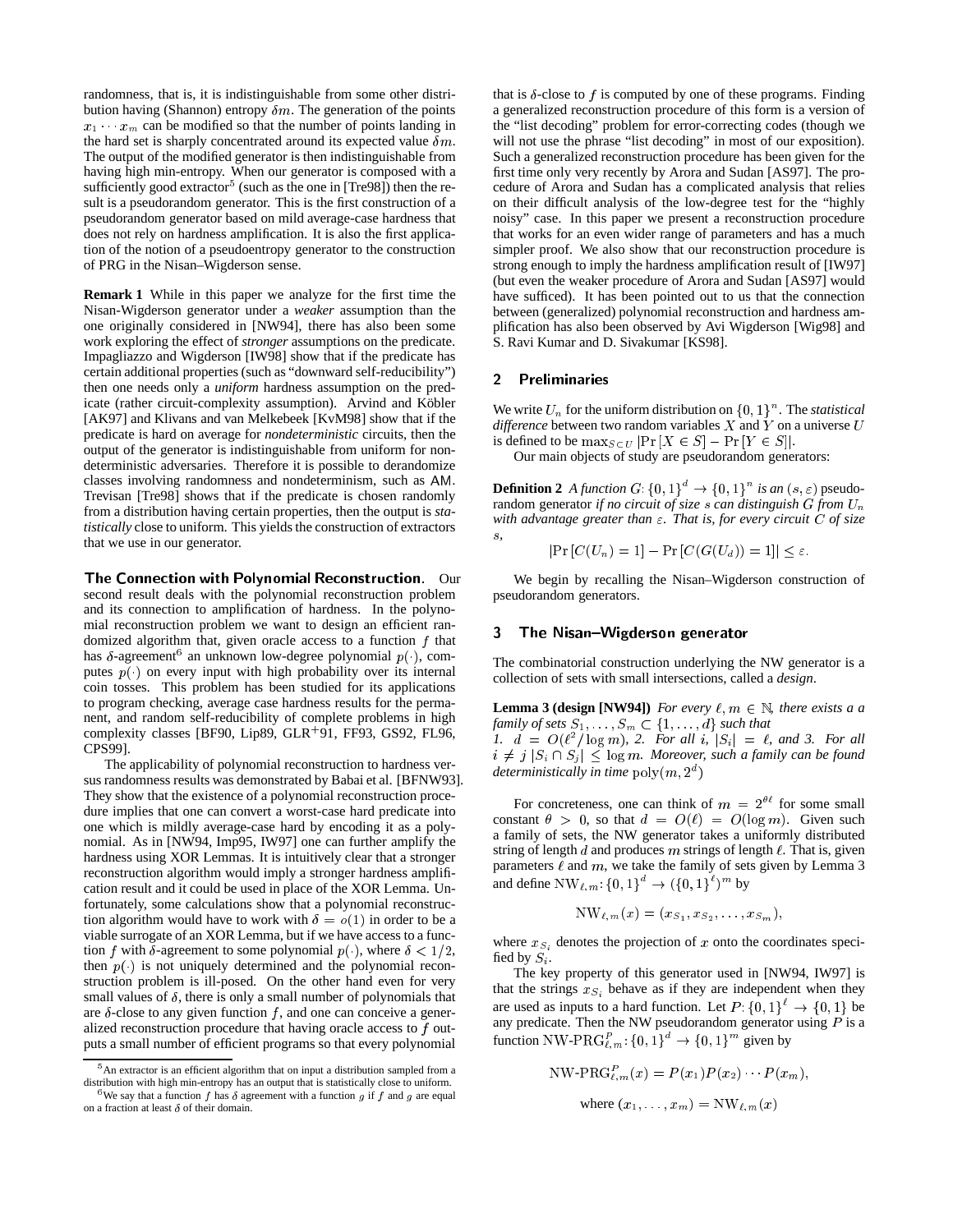randomness, that is, it is indistinguishable from some other distribution having (Shannon) entropy $\delta m$. The generation of the points $x_1 \cdots x_m$ can be modified so that the number of points landing in the hard set is sharply concentrated around its expected value $\delta m$. The output of the modified generator is then indistinguishable from having high min-entropy. When our generator is composed with a sufficiently good extractor[5] (such as the one in [Tre98]) then the result is a pseudorandom generator. This is the first construction of a pseudorandom generator based on mild average-case hardness that does not rely on hardness amplification. It is also the first application of the notion of a pseudoentropy generator to the construction of PRG in the Nisan–Wigderson sense.

**Remark 1** While in this paper we analyze for the first time the Nisan-Wigderson generator under a *weaker* assumption than the one originally considered in [NW94], there has also been some work exploring the effect of *stronger* assumptions on the predicate. Impagliazzo and Wigderson [IW98] show that if the predicate has certain additional properties (such as "downward self-reducibility") then one needs only a *uniform* hardness assumption on the predicate (rather circuit-complexity assumption). Arvind and Köbler [AK97] and Klivans and van Melkebeek [KvM98] show that if the predicate is hard on average for *nondeterministic* circuits, then the output of the generator is indistinguishable from uniform for nondeterministic adversaries. Therefore it is possible to derandomize classes involving randomness and nondeterminism, such as AM. Trevisan [Tre98] shows that if the predicate is chosen randomly from a distribution having certain properties, then the output is *statistically* close to uniform. This yields the construction of extractors that we use in our generator.

**The Connection with Polynomial Reconstruction.** Our second result deals with the polynomial reconstruction problem and its connection to amplification of hardness. In the polynomial reconstruction problem we want to design an efficient randomized algorithm that, given oracle access to a function $f$ that has $\delta$-agreement[6] an unknown low-degree polynomial $p(\cdot)$, computes $p(\cdot)$ on every input with high probability over its internal coin tosses. This problem has been studied for its applications to program checking, average case hardness results for the permanent, and random self-reducibility of complete problems in high complexity classes [BF90, Lip89, GLR+91, FF93, GS92, FL96, CPS99].

The applicability of polynomial reconstruction to hardness versus randomness results was demonstrated by Babai et al. [BFNW93]. They show that the existence of a polynomial reconstruction procedure implies that one can convert a worst-case hard predicate into one which is mildly average-case hard by encoding it as a polynomial. As in [NW94, Imp95, IW97] one can further amplify the hardness using XOR Lemmas. It is intuitively clear that a stronger reconstruction algorithm would imply a stronger hardness amplification result and it could be used in place of the XOR Lemma. Unfortunately, some calculations show that a polynomial reconstruction algorithm would have to work with $\delta = o(1)$ in order to be a viable surrogate of an XOR Lemma, but if we have access to a function $f$ with $\delta$-agreement to some polynomial $p(\cdot)$, where $\delta < 1/2$, then $p(\cdot)$ is not uniquely determined and the polynomial reconstruction problem is ill-posed. On the other hand even for very small values of $\delta$, there is only a small number of polynomials that are $\delta$-close to any given function $f$, and one can conceive a generalized reconstruction procedure that having oracle access to $f$ outputs a small number of efficient programs so that every polynomial that is $\delta$-close to $f$ is computed by one of these programs. Finding a generalized reconstruction procedure of this form is a version of the "list decoding" problem for error-correcting codes (though we will not use the phrase "list decoding" in most of our exposition). Such a generalized reconstruction procedure has been given for the first time only very recently by Arora and Sudan [AS97]. The procedure of Arora and Sudan has a complicated analysis that relies on their difficult analysis of the low-degree test for the "highly noisy" case. In this paper we present a reconstruction procedure that works for an even wider range of parameters and has a much simpler proof. We also show that our reconstruction procedure is strong enough to imply the hardness amplification result of [IW97] (but even the weaker procedure of Arora and Sudan [AS97] would have sufficed). It has been pointed out to us that the connection between (generalized) polynomial reconstruction and hardness amplification has also been observed by Avi Wigderson [Wig98] and S. Ravi Kumar and D. Sivakumar [KS98].

## 2 Preliminaries

We write $U_n$ for the uniform distribution on $\{0,1\}^n$. The *statistical difference* between two random variables $X$ and $Y$ on a universe $U$ is defined to be $\max_{S \subset U} |\Pr[X \in S] - \Pr[Y \in S]|$.

Our main objects of study are pseudorandom generators:

**Definition 2** *A function $G: \{0,1\}^d \to \{0,1\}^n$ is an $(s,\varepsilon)$ pseudorandom generator if no circuit of size $s$ can distinguish $G$ from $U_n$ with advantage greater than $\varepsilon$. That is, for every circuit $C$ of size $s$,*

$$|\Pr[C(U_n) = 1] - \Pr[C(G(U_d)) = 1]| \leq \varepsilon.$$

We begin by recalling the Nisan–Wigderson construction of pseudorandom generators.

## 3 The Nisan–Wigderson generator

The combinatorial construction underlying the NW generator is a collection of sets with small intersections, called a *design*.

**Lemma 3 (design [NW94])** *For every $\ell, m \in \mathbb{N}$, there exists a a family of sets $S_1, \ldots, S_m \subset \{1, \ldots, d\}$ such that*
*1. $d = O(\ell^2/\log m)$, 2. For all $i$, $|S_i| = \ell$, and 3. For all $i \neq j$ $|S_i \cap S_j| \leq \log m$. Moreover, such a family can be found deterministically in time $\mathrm{poly}(m, 2^d)$*

For concreteness, one can think of $m = 2^{\theta \ell}$ for some small constant $\theta > 0$, so that $d = O(\ell) = O(\log m)$. Given such a family of sets, the NW generator takes a uniformly distributed string of length $d$ and produces $m$ strings of length $\ell$. That is, given parameters $\ell$ and $m$, we take the family of sets given by Lemma 3 and define $\mathrm{NW}_{\ell,m}: \{0,1\}^d \to (\{0,1\}^\ell)^m$ by

$$\mathrm{NW}_{\ell,m}(x) = (x_{S_1}, x_{S_2}, \ldots, x_{S_m}),$$

where $x_{S_i}$ denotes the projection of $x$ onto the coordinates specified by $S_i$.

The key property of this generator used in [NW94, IW97] is that the strings $x_{S_i}$ behave as if they are independent when they are used as inputs to a hard function. Let $P: \{0,1\}^\ell \to \{0,1\}$ be any predicate. Then the NW pseudorandom generator using $P$ is a function $\mathrm{NW\text{-}PRG}^P_{\ell,m}: \{0,1\}^d \to \{0,1\}^m$ given by

$$\mathrm{NW\text{-}PRG}^P_{\ell,m}(x) = P(x_1)P(x_2)\cdots P(x_m),$$

$$\text{where } (x_1, \ldots, x_m) = \mathrm{NW}_{\ell,m}(x)$$

[5] An extractor is an efficient algorithm that on input a distribution sampled from a distribution with high min-entropy has an output that is statistically close to uniform.

[6] We say that a function $f$ has $\delta$ agreement with a function $g$ if $f$ and $g$ are equal on a fraction at least $\delta$ of their domain.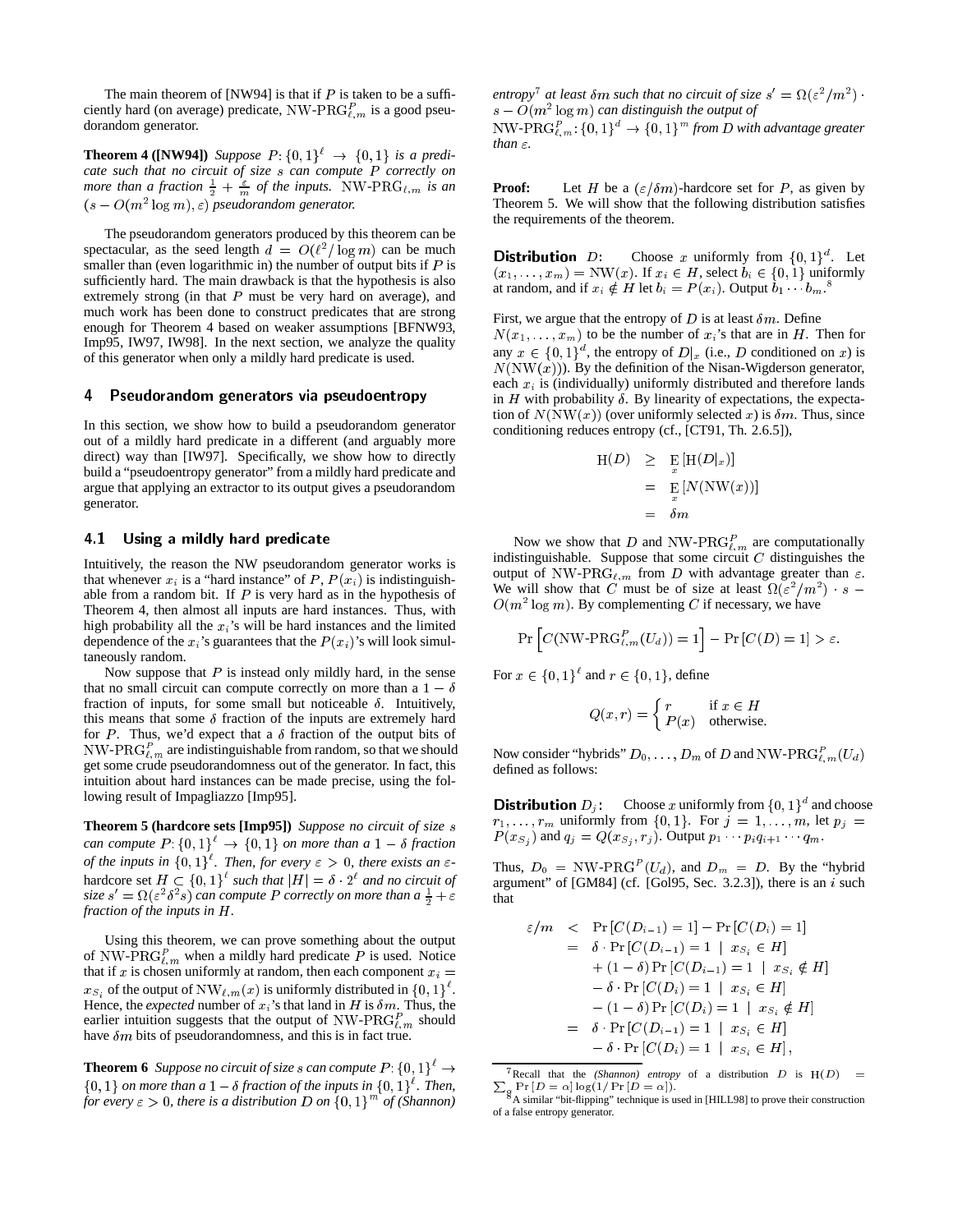The main theorem of [NW94] is that if $P$ is taken to be a sufficiently hard (on average) predicate, $\mathrm{NW\text{-}PRG}^P_{\ell,m}$ is a good pseudorandom generator.

**Theorem 4 ([NW94])** *Suppose $P\colon \{0,1\}^\ell \to \{0,1\}$ is a predicate such that no circuit of size $s$ can compute $P$ correctly on more than a fraction $\frac{1}{2}+\frac{\varepsilon}{m}$ of the inputs. $\mathrm{NW\text{-}PRG}_{\ell,m}$ is an $(s - O(m^2 \log m), \varepsilon)$ pseudorandom generator.*

The pseudorandom generators produced by this theorem can be spectacular, as the seed length $d = O(\ell^2/\log m)$ can be much smaller than (even logarithmic in) the number of output bits if $P$ is sufficiently hard. The main drawback is that the hypothesis is also extremely strong (in that $P$ must be very hard on average), and much work has been done to construct predicates that are strong enough for Theorem 4 based on weaker assumptions [BFNW93, Imp95, IW97, IW98]. In the next section, we analyze the quality of this generator when only a mildly hard predicate is used.

## 4 Pseudorandom generators via pseudoentropy

In this section, we show how to build a pseudorandom generator out of a mildly hard predicate in a different (and arguably more direct) way than [IW97]. Specifically, we show how to directly build a "pseudoentropy generator" from a mildly hard predicate and argue that applying an extractor to its output gives a pseudorandom generator.

### 4.1 Using a mildly hard predicate

Intuitively, the reason the NW pseudorandom generator works is that whenever $x_i$ is a "hard instance" of $P$, $P(x_i)$ is indistinguishable from a random bit. If $P$ is very hard as in the hypothesis of Theorem 4, then almost all inputs are hard instances. Thus, with high probability all the $x_i$'s will be hard instances and the limited dependence of the $x_i$'s guarantees that the $P(x_i)$'s will look simultaneously random.

Now suppose that $P$ is instead only mildly hard, in the sense that no small circuit can compute correctly on more than a $1-\delta$ fraction of inputs, for some small but noticeable $\delta$. Intuitively, this means that some $\delta$ fraction of the inputs are extremely hard for $P$. Thus, we'd expect that a $\delta$ fraction of the output bits of $\mathrm{NW\text{-}PRG}^P_{\ell,m}$ are indistinguishable from random, so that we should get some crude pseudorandomness out of the generator. In fact, this intuition about hard instances can be made precise, using the following result of Impagliazzo [Imp95].

**Theorem 5 (hardcore sets [Imp95])** *Suppose no circuit of size $s$ can compute $P\colon\{0,1\}^\ell \to \{0,1\}$ on more than a $1-\delta$ fraction of the inputs in $\{0,1\}^\ell$. Then, for every $\varepsilon > 0$, there exists an $\varepsilon$-hardcore set $H \subset \{0,1\}^\ell$ such that $|H| = \delta \cdot 2^\ell$ and no circuit of size $s' = \Omega(\varepsilon^2\delta^2 s)$ can compute $P$ correctly on more than a $\frac{1}{2}+\varepsilon$ fraction of the inputs in $H$.*

Using this theorem, we can prove something about the output of $\mathrm{NW\text{-}PRG}^P_{\ell,m}$ when a mildly hard predicate $P$ is used. Notice that if $x$ is chosen uniformly at random, then each component $x_i = x_{S_i}$ of the output of $\mathrm{NW}_{\ell,m}(x)$ is uniformly distributed in $\{0,1\}^\ell$. Hence, the *expected* number of $x_i$'s that land in $H$ is $\delta m$. Thus, the earlier intuition suggests that the output of $\mathrm{NW\text{-}PRG}^P_{\ell,m}$ should have $\delta m$ bits of pseudorandomness, and this is in fact true.

**Theorem 6** *Suppose no circuit of size $s$ can compute $P\colon\{0,1\}^\ell \to \{0,1\}$ on more than a $1-\delta$ fraction of the inputs in $\{0,1\}^\ell$. Then, for every $\varepsilon > 0$, there is a distribution $D$ on $\{0,1\}^m$ of (Shannon) entropy[7] at least $\delta m$ such that no circuit of size $s' = \Omega(\varepsilon^2/m^2)\cdot s - O(m^2 \log m)$ can distinguish the output of $\mathrm{NW\text{-}PRG}^P_{\ell,m}\colon \{0,1\}^d \to \{0,1\}^m$ from $D$ with advantage greater than $\varepsilon$.*

**Proof:** Let $H$ be a $(\varepsilon/\delta m)$-hardcore set for $P$, as given by Theorem 5. We will show that the following distribution satisfies the requirements of the theorem.

**Distribution** $D$: Choose $x$ uniformly from $\{0,1\}^d$. Let $(x_1,\ldots,x_m) = \mathrm{NW}(x)$. If $x_i \in H$, select $b_i \in \{0,1\}$ uniformly at random, and if $x_i \notin H$ let $b_i = P(x_i)$. Output $b_1\cdots b_m$.[8]

First, we argue that the entropy of $D$ is at least $\delta m$. Define $N(x_1,\ldots,x_m)$ to be the number of $x_i$'s that are in $H$. Then for any $x \in \{0,1\}^d$, the entropy of $D|_x$ (i.e., $D$ conditioned on $x$) is $N(\mathrm{NW}(x))$. By the definition of the Nisan-Wigderson generator, each $x_i$ is (individually) uniformly distributed and therefore lands in $H$ with probability $\delta$. By linearity of expectations, the expectation of $N(\mathrm{NW}(x))$ (over uniformly selected $x$) is $\delta m$. Thus, since conditioning reduces entropy (cf., [CT91, Th. 2.6.5]),

$$
\begin{aligned}
\mathrm{H}(D) &\geq \mathop{\mathrm{E}}_x[\mathrm{H}(D|_x)] \\
&= \mathop{\mathrm{E}}_x[N(\mathrm{NW}(x))] \\
&= \delta m
\end{aligned}
$$

Now we show that $D$ and $\mathrm{NW\text{-}PRG}^P_{\ell,m}$ are computationally indistinguishable. Suppose that some circuit $C$ distinguishes the output of $\mathrm{NW\text{-}PRG}_{\ell,m}$ from $D$ with advantage greater than $\varepsilon$. We will show that $C$ must be of size at least $\Omega(\varepsilon^2/m^2)\cdot s - O(m^2\log m)$. By complementing $C$ if necessary, we have

$$
\Pr\left[C(\mathrm{NW\text{-}PRG}^P_{\ell,m}(U_d)) = 1\right] - \Pr\left[C(D)=1\right] > \varepsilon.
$$

For $x \in \{0,1\}^\ell$ and $r \in \{0,1\}$, define

$$
Q(x,r) = \begin{cases} r & \text{if } x \in H \\ P(x) & \text{otherwise.} \end{cases}
$$

Now consider "hybrids" $D_0,\ldots,D_m$ of $D$ and $\mathrm{NW\text{-}PRG}^P_{\ell,m}(U_d)$ defined as follows:

**Distribution** $D_j$: Choose $x$ uniformly from $\{0,1\}^d$ and choose $r_1,\ldots,r_m$ uniformly from $\{0,1\}$. For $j = 1,\ldots,m$, let $p_j = P(x_{S_j})$ and $q_j = Q(x_{S_j}, r_j)$. Output $p_1\cdots p_i q_{i+1}\cdots q_m$.

Thus, $D_0 = \mathrm{NW\text{-}PRG}^P(U_d)$, and $D_m = D$. By the "hybrid argument" of [GM84] (cf. [Gol95, Sec. 3.2.3]), there is an $i$ such that

$$
\begin{aligned}
\varepsilon/m &< \Pr[C(D_{i-1})=1] - \Pr[C(D_i)=1] \\
&= \delta\cdot\Pr[C(D_{i-1})=1 \mid x_{S_i}\in H] \\
&\quad + (1-\delta)\Pr[C(D_{i-1})=1 \mid x_{S_i}\notin H] \\
&\quad - \delta\cdot\Pr[C(D_i)=1 \mid x_{S_i}\in H] \\
&\quad - (1-\delta)\Pr[C(D_i)=1 \mid x_{S_i}\notin H] \\
&= \delta\cdot\Pr[C(D_{i-1})=1 \mid x_{S_i}\in H] \\
&\quad - \delta\cdot\Pr[C(D_i)=1 \mid x_{S_i}\in H],
\end{aligned}
$$

[7] Recall that the *(Shannon) entropy* of a distribution $D$ is $\mathrm{H}(D) = \sum_\alpha \Pr[D=\alpha]\log(1/\Pr[D=\alpha])$.

[8] A similar "bit-flipping" technique is used in [HILL98] to prove their construction of a false entropy generator.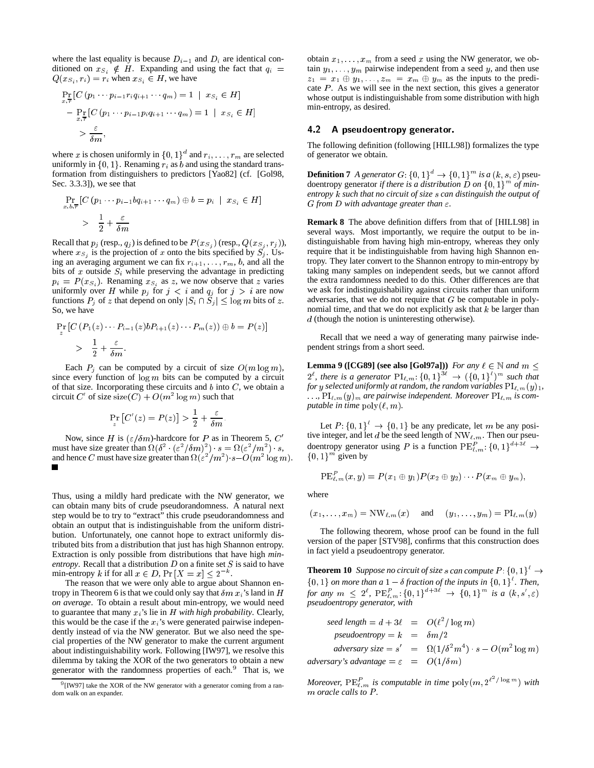where the last equality is because $D_{i-1}$ and $D_i$ are identical conditioned on $x_{S_i} \notin H$. Expanding and using the fact that $q_i = Q(x_{S_i}, r_i) = r_i$ when $x_{S_i} \in H$, we have

$$\begin{aligned}
&\Pr_{x,\overline{r}}[C(p_1 \cdots p_{i-1} r_i q_{i+1} \cdots q_m) = 1 \mid x_{S_i} \in H] \\
&- \Pr_{x,\overline{r}}[C(p_1 \cdots p_{i-1} p_i q_{i+1} \cdots q_m) = 1 \mid x_{S_i} \in H] \\
&> \frac{\varepsilon}{\delta m},
\end{aligned}$$

where $x$ is chosen uniformly in $\{0,1\}^d$ and $r_i, \ldots, r_m$ are selected uniformly in $\{0,1\}$. Renaming $r_i$ as $b$ and using the standard transformation from distinguishers to predictors [Yao82] (cf. [Gol98, Sec. 3.3.3]), we see that

$$\begin{aligned}
&\Pr_{x,b,\overline{r}}[C(p_1 \cdots p_{i-1} b q_{i+1} \cdots q_m) \oplus b = p_i \mid x_{S_i} \in H] \\
&> \frac{1}{2} + \frac{\varepsilon}{\delta m}
\end{aligned}$$

Recall that $p_j$ (resp., $q_j$) is defined to be $P(x_{S_j})$ (resp., $Q(x_{S_j}, r_j)$), where $x_{S_j}$ is the projection of $x$ onto the bits specified by $S_j$. Using an averaging argument we can fix $r_{i+1}, \ldots, r_m, b$, and all the bits of $x$ outside $S_i$ while preserving the advantage in predicting $p_i = P(x_{S_i})$. Renaming $x_{S_i}$ as $z$, we now observe that $z$ varies uniformly over $H$ while $p_j$ for $j < i$ and $q_j$ for $j > i$ are now functions $P_j$ of $z$ that depend on only $|S_i \cap S_j| \leq \log m$ bits of $z$. So, we have

$$\begin{aligned}
&\Pr_z[C(P_1(z) \cdots P_{i-1}(z) b P_{i+1}(z) \cdots P_m(z)) \oplus b = P(z)] \\
&> \frac{1}{2} + \frac{\varepsilon}{\delta m}.
\end{aligned}$$

Each $P_j$ can be computed by a circuit of size $O(m \log m)$, since every function of $\log m$ bits can be computed by a circuit of that size. Incorporating these circuits and $b$ into $C$, we obtain a circuit $C'$ of size $\mathrm{size}(C) + O(m^2 \log m)$ such that

$$\Pr_z[C'(z) = P(z)] > \frac{1}{2} + \frac{\varepsilon}{\delta m}.$$

Now, since $H$ is $(\varepsilon/\delta m)$-hardcore for $P$ as in Theorem 5, $C'$ must have size greater than $\Omega(\delta^2 \cdot (\varepsilon^2/\delta m)^2) \cdot s = \Omega(\varepsilon^2/m^2) \cdot s$, and hence $C$ must have size greater than $\Omega(\varepsilon^2/m^2) \cdot s - O(m^2 \log m)$. ■

Thus, using a mildly hard predicate with the NW generator, we can obtain many bits of crude pseudorandomness. A natural next step would be to try to "extract" this crude pseudorandomness and obtain an output that is indistinguishable from the uniform distribution. Unfortunately, one cannot hope to extract uniformly distributed bits from a distribution that just has high Shannon entropy. Extraction is only possible from distributions that have high *min-entropy*. Recall that a distribution $D$ on a finite set $S$ is said to have min-entropy $k$ if for all $x \in D$, $\Pr[X = x] \leq 2^{-k}$.

The reason that we were only able to argue about Shannon entropy in Theorem 6 is that we could only say that $\delta m$ $x_i$'s land in $H$ *on average*. To obtain a result about min-entropy, we would need to guarantee that many $x_i$'s lie in $H$ *with high probability*. Clearly, this would be the case if the $x_i$'s were generated pairwise independently instead of via the NW generator. But we also need the special properties of the NW generator to make the current argument about indistinguishability work. Following [IW97], we resolve this dilemma by taking the XOR of the two generators to obtain a new generator with the randomness properties of each.[9] That is, we obtain $x_1, \ldots, x_m$ from a seed $x$ using the NW generator, we obtain $y_1, \ldots, y_m$ pairwise independent from a seed $y$, and then use $z_1 = x_1 \oplus y_1, \ldots, z_m = x_m \oplus y_m$ as the inputs to the predicate $P$. As we will see in the next section, this gives a generator whose output is indistinguishable from some distribution with high min-entropy, as desired.

[9] [IW97] take the XOR of the NW generator with a generator coming from a random walk on an expander.

## 4.2 A pseudoentropy generator.

The following definition (following [HILL98]) formalizes the type of generator we obtain.

**Definition 7** *A generator $G: \{0,1\}^d \to \{0,1\}^m$ is a $(k, s, \varepsilon)$ pseudoentropy generator if there is a distribution $D$ on $\{0,1\}^m$ of min-entropy $k$ such that no circuit of size $s$ can distinguish the output of $G$ from $D$ with advantage greater than $\varepsilon$.*

**Remark 8** The above definition differs from that of [HILL98] in several ways. Most importantly, we require the output to be indistinguishable from having high min-entropy, whereas they only require that it be indistinguishable from having high Shannon entropy. They later convert to the Shannon entropy to min-entropy by taking many samples on independent seeds, but we cannot afford the extra randomness needed to do this. Other differences are that we ask for indistinguishability against circuits rather than uniform adversaries, that we do not require that $G$ be computable in polynomial time, and that we do not explicitly ask that $k$ be larger than $d$ (though the notion is uninteresting otherwise).

Recall that we need a way of generating many pairwise independent strings from a short seed.

**Lemma 9 ([CG89] (see also [Gol97a]))** *For any $\ell \in \mathbb{N}$ and $m \leq 2^\ell$, there is a generator $\mathrm{PI}_{\ell,m}: \{0,1\}^{3\ell} \to (\{0,1\}^\ell)^m$ such that for $y$ selected uniformly at random, the random variables $\mathrm{PI}_{\ell,m}(y)_1, \ldots, \mathrm{PI}_{\ell,m}(y)_m$ are pairwise independent. Moreover $\mathrm{PI}_{\ell,m}$ is computable in time $\mathrm{poly}(\ell, m)$.*

Let $P: \{0,1\}^\ell \to \{0,1\}$ be any predicate, let $m$ be any positive integer, and let $d$ be the seed length of $\mathrm{NW}_{\ell,m}$. Then our pseudoentropy generator using $P$ is a function $\mathrm{PE}^P_{\ell,m}: \{0,1\}^{d+3\ell} \to \{0,1\}^m$ given by

$$\mathrm{PE}^P_{\ell,m}(x, y) = P(x_1 \oplus y_1) P(x_2 \oplus y_2) \cdots P(x_m \oplus y_m),$$

where

$$(x_1, \ldots, x_m) = \mathrm{NW}_{\ell,m}(x) \quad \text{and} \quad (y_1, \ldots, y_m) = \mathrm{PI}_{\ell,m}(y)$$

The following theorem, whose proof can be found in the full version of the paper [STV98], confirms that this construction does in fact yield a pseudoentropy generator.

**Theorem 10** *Suppose no circuit of size $s$ can compute $P: \{0,1\}^\ell \to \{0,1\}$ on more than a $1 - \delta$ fraction of the inputs in $\{0,1\}^\ell$. Then, for any $m \leq 2^\ell$, $\mathrm{PE}^P_{\ell,m}: \{0,1\}^{d+3\ell} \to \{0,1\}^m$ is a $(k, s', \varepsilon)$ pseudoentropy generator, with*

$$\begin{aligned}
\textit{seed length} = d + 3\ell &= O(\ell^2/\log m) \\
\textit{pseudoentropy} = k &= \delta m/2 \\
\textit{adversary size} = s' &= \Omega(1/\delta^2 m^4) \cdot s - O(m^2 \log m) \\
\textit{adversary's advantage} = \varepsilon &= O(1/\delta m)
\end{aligned}$$

*Moreover, $\mathrm{PE}^P_{\ell,m}$ is computable in time $\mathrm{poly}(m, 2^{\ell^2/\log m})$ with $m$ oracle calls to $P$.*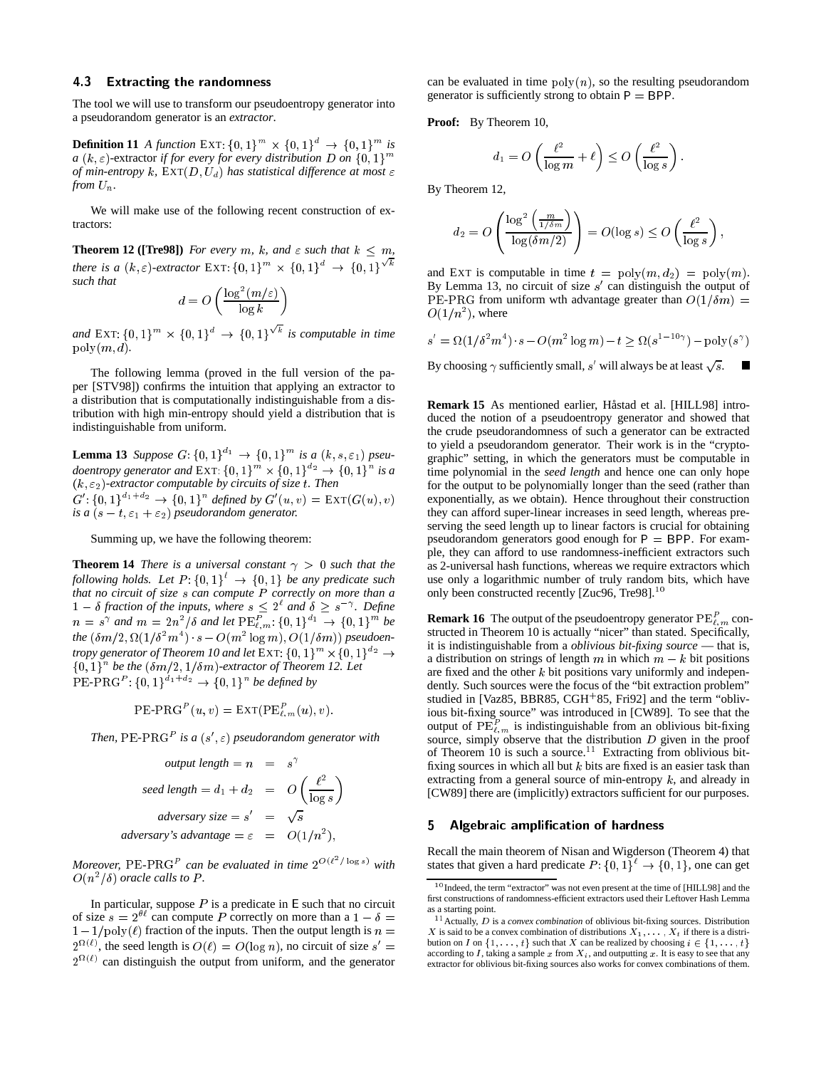### 4.3 Extracting the randomness

The tool we will use to transform our pseudoentropy generator into a pseudorandom generator is an *extractor*.

**Definition 11** *A function* $\text{EXT}: \{0,1\}^m \times \{0,1\}^d \to \{0,1\}^m$ *is a* $(k,\varepsilon)$*-extractor if for every for every distribution* $D$ *on* $\{0,1\}^m$ *of min-entropy* $k$*,* $\text{EXT}(D, U_d)$ *has statistical difference at most* $\varepsilon$ *from* $U_n$*.*

We will make use of the following recent construction of extractors:

**Theorem 12 ([Tre98])** *For every* $m$*,* $k$*, and* $\varepsilon$ *such that* $k \le m$*, there is a* $(k,\varepsilon)$*-extractor* $\text{EXT}: \{0,1\}^m \times \{0,1\}^d \to \{0,1\}^{\sqrt{k}}$ *such that*

$$d = O\left(\frac{\log^2(m/\varepsilon)}{\log k}\right)$$

*and* $\text{EXT}: \{0,1\}^m \times \{0,1\}^d \to \{0,1\}^{\sqrt{k}}$ *is computable in time* $\text{poly}(m,d)$*.*

The following lemma (proved in the full version of the paper [STV98]) confirms the intuition that applying an extractor to a distribution that is computationally indistinguishable from a distribution with high min-entropy should yield a distribution that is indistinguishable from uniform.

**Lemma 13** *Suppose* $G: \{0,1\}^{d_1} \to \{0,1\}^m$ *is a* $(k, s, \varepsilon_1)$ *pseudoentropy generator and* $\text{EXT}: \{0,1\}^m \times \{0,1\}^{d_2} \to \{0,1\}^n$ *is a* $(k, \varepsilon_2)$*-extractor computable by circuits of size* $t$*. Then* $G': \{0,1\}^{d_1+d_2} \to \{0,1\}^n$ *defined by* $G'(u,v) = \text{EXT}(G(u), v)$ *is a* $(s-t, \varepsilon_1+\varepsilon_2)$ *pseudorandom generator.*

Summing up, we have the following theorem:

**Theorem 14** *There is a universal constant* $\gamma > 0$ *such that the following holds. Let* $P: \{0,1\}^\ell \to \{0,1\}$ *be any predicate such that no circuit of size* $s$ *can compute* $P$ *correctly on more than a* $1-\delta$ *fraction of the inputs, where* $s \le 2^\ell$ *and* $\delta \ge s^{-\gamma}$*. Define* $n = s^\gamma$ *and* $m = 2n^2/\delta$ *and let* $\text{PE}^P_{\ell,m}: \{0,1\}^{d_1} \to \{0,1\}^m$ *be the* $(\delta m/2, \Omega(1/\delta^2 m^4)\cdot s - O(m^2 \log m), O(1/\delta m))$ *pseudoentropy generator of Theorem 10 and let* $\text{EXT}: \{0,1\}^m \times \{0,1\}^{d_2} \to \{0,1\}^n$ *be the* $(\delta m/2, 1/\delta m)$*-extractor of Theorem 12. Let* $\text{PE-PRG}^P: \{0,1\}^{d_1+d_2} \to \{0,1\}^n$ *be defined by*

$$\text{PE-PRG}^P(u,v) = \text{EXT}(\text{PE}^P_{\ell,m}(u), v).$$

*Then,* $\text{PE-PRG}^P$ *is a* $(s', \varepsilon)$ *pseudorandom generator with*

$$\begin{aligned}
\textit{output length} = n &= s^\gamma \\
\textit{seed length} = d_1 + d_2 &= O\left(\frac{\ell^2}{\log s}\right) \\
\textit{adversary size} = s' &= \sqrt{s} \\
\textit{adversary's advantage} = \varepsilon &= O(1/n^2),
\end{aligned}$$

*Moreover,* $\text{PE-PRG}^P$ *can be evaluated in time* $2^{O(\ell^2/\log s)}$ *with* $O(n^2/\delta)$ *oracle calls to* $P$*.*

In particular, suppose $P$ is a predicate in E such that no circuit of size $s = 2^{\theta\ell}$ can compute $P$ correctly on more than a $1-\delta = 1 - 1/\text{poly}(\ell)$ fraction of the inputs. Then the output length is $n = 2^{\Omega(\ell)}$, the seed length is $O(\ell) = O(\log n)$, no circuit of size $s' = 2^{\Omega(\ell)}$ can distinguish the output from uniform, and the generator can be evaluated in time $\text{poly}(n)$, so the resulting pseudorandom generator is sufficiently strong to obtain P = BPP.

**Proof:** By Theorem 10,

$$d_1 = O\left(\frac{\ell^2}{\log m} + \ell\right) \le O\left(\frac{\ell^2}{\log s}\right).$$

By Theorem 12,

$$d_2 = O\left(\frac{\log^2\left(\frac{m}{1/\delta m}\right)}{\log(\delta m/2)}\right) = O(\log s) \le O\left(\frac{\ell^2}{\log s}\right),$$

and EXT is computable in time $t = \text{poly}(m, d_2) = \text{poly}(m)$. By Lemma 13, no circuit of size $s'$ can distinguish the output of PE-PRG from uniform wth advantage greater than $O(1/\delta m) = O(1/n^2)$, where

$$s' = \Omega(1/\delta^2 m^4)\cdot s - O(m^2 \log m) - t \ge \Omega(s^{1-10\gamma}) - \text{poly}(s^\gamma)$$

By choosing $\gamma$ sufficiently small, $s'$ will always be at least $\sqrt{s}$. ■

**Remark 15** As mentioned earlier, Håstad et al. [HILL98] introduced the notion of a pseudoentropy generator and showed that the crude pseudorandomness of such a generator can be extracted to yield a pseudorandom generator. Their work is in the "cryptographic" setting, in which the generators must be computable in time polynomial in the *seed length* and hence one can only hope for the output to be polynomially longer than the seed (rather than exponentially, as we obtain). Hence throughout their construction they can afford super-linear increases in seed length, whereas preserving the seed length up to linear factors is crucial for obtaining pseudorandom generators good enough for P = BPP. For example, they can afford to use randomness-inefficient extractors such as 2-universal hash functions, whereas we require extractors which use only a logarithmic number of truly random bits, which have only been constructed recently [Zuc96, Tre98].[10]

**Remark 16** The output of the pseudoentropy generator $\text{PE}^P_{\ell,m}$ constructed in Theorem 10 is actually "nicer" than stated. Specifically, it is indistinguishable from a *oblivious bit-fixing source* — that is, a distribution on strings of length $m$ in which $m-k$ bit positions are fixed and the other $k$ bit positions vary uniformly and independently. Such sources were the focus of the "bit extraction problem" studied in [Vaz85, BBR85, CGH+85, Fri92] and the term "oblivious bit-fixing source" was introduced in [CW89]. To see that the output of $\text{PE}^P_{\ell,m}$ is indistinguishable from an oblivious bit-fixing source, simply observe that the distribution $D$ given in the proof of Theorem 10 is such a source.[11] Extracting from oblivious bit-fixing sources in which all but $k$ bits are fixed is an easier task than extracting from a general source of min-entropy $k$, and already in [CW89] there are (implicitly) extractors sufficient for our purposes.

## 5 Algebraic amplification of hardness

Recall the main theorem of Nisan and Wigderson (Theorem 4) that states that given a hard predicate $P: \{0,1\}^\ell \to \{0,1\}$, one can get

[10] Indeed, the term "extractor" was not even present at the time of [HILL98] and the first constructions of randomness-efficient extractors used their Leftover Hash Lemma as a starting point.

[11] Actually, $D$ is a *convex combination* of oblivious bit-fixing sources. Distribution $X$ is said to be a convex combination of distributions $X_1, \ldots, X_t$ if there is a distribution on $I$ on $\{1,\ldots,t\}$ such that $X$ can be realized by choosing $i \in \{1,\ldots,t\}$ according to $I$, taking a sample $x$ from $X_i$, and outputting $x$. It is easy to see that any extractor for oblivious bit-fixing sources also works for convex combinations of them.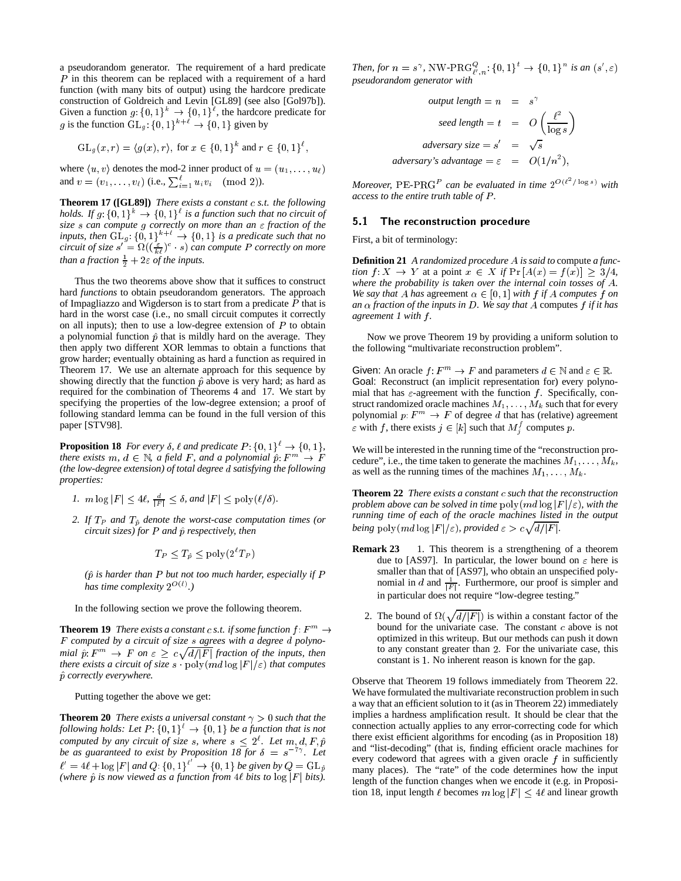a pseudorandom generator. The requirement of a hard predicate $P$ in this theorem can be replaced with a requirement of a hard function (with many bits of output) using the hardcore predicate construction of Goldreich and Levin [GL89] (see also [Gol97b]). Given a function $g\colon \{0,1\}^k \to \{0,1\}^\ell$, the hardcore predicate for $g$ is the function $\mathrm{GL}_g\colon \{0,1\}^{k+\ell} \to \{0,1\}$ given by

$$\mathrm{GL}_g(x,r) = \langle g(x), r\rangle, \text{ for } x \in \{0,1\}^k \text{ and } r \in \{0,1\}^\ell,$$

where $\langle u, v\rangle$ denotes the mod-2 inner product of $u = (u_1,\ldots,u_\ell)$ and $v = (v_1,\ldots,v_\ell)$ (i.e., $\sum_{i=1}^{\ell} u_i v_i \pmod 2$).

**Theorem 17 ([GL89])** *There exists a constant $c$ s.t. the following holds. If $g\colon \{0,1\}^k \to \{0,1\}^\ell$ is a function such that no circuit of size $s$ can compute $g$ correctly on more than an $\varepsilon$ fraction of the inputs, then $\mathrm{GL}_g\colon \{0,1\}^{k+\ell} \to \{0,1\}$ is a predicate such that no circuit of size $s' = \Omega((\frac{\varepsilon}{k\ell})^c \cdot s)$ can compute $P$ correctly on more than a fraction $\frac{1}{2} + 2\varepsilon$ of the inputs.*

Thus the two theorems above show that it suffices to construct hard *functions* to obtain pseudorandom generators. The approach of Impagliazzo and Wigderson is to start from a predicate $P$ that is hard in the worst case (i.e., no small circuit computes it correctly on all inputs); then to use a low-degree extension of $P$ to obtain a polynomial function $\hat{p}$ that is mildly hard on the average. They then apply two different XOR lemmas to obtain a functions that grow harder; eventually obtaining as hard a function as required in Theorem 17. We use an alternate approach for this sequence by showing directly that the function $\hat{p}$ above is very hard; as hard as required for the combination of Theorems 4 and 17. We start by specifying the properties of the low-degree extension; a proof of following standard lemma can be found in the full version of this paper [STV98].

**Proposition 18** *For every $\delta$, $\ell$ and predicate $P\colon \{0,1\}^\ell \to \{0,1\}$, there exists $m$, $d \in \mathbb{N}$, a field $F$, and a polynomial $\hat{p}\colon F^m \to F$ (the low-degree extension) of total degree $d$ satisfying the following properties:*

1. *$m \log |F| \le 4\ell$, $\frac{d}{|F|} \le \delta$, and $|F| \le \mathrm{poly}(\ell/\delta)$.*
2. *If $T_P$ and $T_{\hat{p}}$ denote the worst-case computation times (or circuit sizes) for $P$ and $\hat{p}$ respectively, then*

$$T_P \le T_{\hat{p}} \le \mathrm{poly}(2^\ell T_P)$$

*($\hat{p}$ is harder than $P$ but not too much harder, especially if $P$ has time complexity $2^{O(\ell)}$.)*

In the following section we prove the following theorem.

**Theorem 19** *There exists a constant $c$ s.t. if some function $f\colon F^m \to F$ computed by a circuit of size $s$ agrees with a degree $d$ polynomial $\hat{p}\colon F^m \to F$ on $\varepsilon \ge c\sqrt{d/|F|}$ fraction of the inputs, then there exists a circuit of size $s \cdot \mathrm{poly}(md\log|F|/\varepsilon)$ that computes $\hat{p}$ correctly everywhere.*

Putting together the above we get:

**Theorem 20** *There exists a universal constant $\gamma > 0$ such that the following holds: Let $P\colon \{0,1\}^\ell \to \{0,1\}$ be a function that is not computed by any circuit of size $s$, where $s \le 2^\ell$. Let $m, d, F, \hat{p}$ be as guaranteed to exist by Proposition 18 for $\delta = s^{-7\gamma}$. Let $\ell' = 4\ell + \log|F|$ and $Q\colon \{0,1\}^{\ell'} \to \{0,1\}$ be given by $Q = \mathrm{GL}_{\hat{p}}$ (where $\hat{p}$ is now viewed as a function from $4\ell$ bits to $\log|F|$ bits). Then, for $n = s^\gamma$, $\mathrm{NW\text{-}PRG}^Q_{\ell',n}\colon \{0,1\}^t \to \{0,1\}^n$ is an $(s',\varepsilon)$ pseudorandom generator with*

$$\begin{aligned}
\textit{output length} = n &= s^\gamma\\
\textit{seed length} = t &= O\left(\frac{\ell^2}{\log s}\right)\\
\textit{adversary size} = s' &= \sqrt{s}\\
\textit{adversary's advantage} = \varepsilon &= O(1/n^2),
\end{aligned}$$

*Moreover, $\mathrm{PE\text{-}PRG}^P$ can be evaluated in time $2^{O(\ell^2/\log s)}$ with access to the entire truth table of $P$.*

## 5.1 The reconstruction procedure

First, a bit of terminology:

**Definition 21** *A randomized procedure $A$ is said to* compute *a function $f\colon X \to Y$ at a point $x \in X$ if $\Pr[A(x) = f(x)] \ge 3/4$, where the probability is taken over the internal coin tosses of $A$. We say that $A$ has* agreement *$\alpha \in [0,1]$ with $f$ if $A$ computes $f$ on an $\alpha$ fraction of the inputs in $D$. We say that $A$* computes *$f$ if it has agreement 1 with $f$.*

Now we prove Theorem 19 by providing a uniform solution to the following "multivariate reconstruction problem".

Given: An oracle $f\colon F^m \to F$ and parameters $d \in \mathbb{N}$ and $\varepsilon \in \mathbb{R}$.
Goal: Reconstruct (an implicit representation for) every polynomial that has $\varepsilon$-agreement with the function $f$. Specifically, construct randomized oracle machines $M_1,\ldots,M_k$ such that for every polynomial $p\colon F^m \to F$ of degree $d$ that has (relative) agreement $\varepsilon$ with $f$, there exists $j \in [k]$ such that $M_j^f$ computes $p$.

We will be interested in the running time of the "reconstruction procedure", i.e., the time taken to generate the machines $M_1,\ldots,M_k$, as well as the running times of the machines $M_1,\ldots,M_k$.

**Theorem 22** *There exists a constant $c$ such that the reconstruction problem above can be solved in time $\mathrm{poly}(md\log|F|/\varepsilon)$, with the running time of each of the oracle machines listed in the output being $\mathrm{poly}(md\log|F|/\varepsilon)$, provided $\varepsilon > c\sqrt{d/|F|}$.*

**Remark 23**

1. This theorem is a strengthening of a theorem due to [AS97]. In particular, the lower bound on $\varepsilon$ here is smaller than that of [AS97], who obtain an unspecified polynomial in $d$ and $\frac{1}{|F|}$. Furthermore, our proof is simpler and in particular does not require "low-degree testing."
2. The bound of $\Omega(\sqrt{d/|F|})$ is within a constant factor of the bound for the univariate case. The constant $c$ above is not optimized in this writeup. But our methods can push it down to any constant greater than 2. For the univariate case, this constant is 1. No inherent reason is known for the gap.

Observe that Theorem 19 follows immediately from Theorem 22. We have formulated the multivariate reconstruction problem in such a way that an efficient solution to it (as in Theorem 22) immediately implies a hardness amplification result. It should be clear that the connection actually applies to any error-correcting code for which there exist efficient algorithms for encoding (as in Proposition 18) and "list-decoding" (that is, finding efficient oracle machines for every codeword that agrees with a given oracle $f$ in sufficiently many places). The "rate" of the code determines how the input length of the function changes when we encode it (e.g. in Proposition 18, input length $\ell$ becomes $m\log|F| \le 4\ell$ and linear growth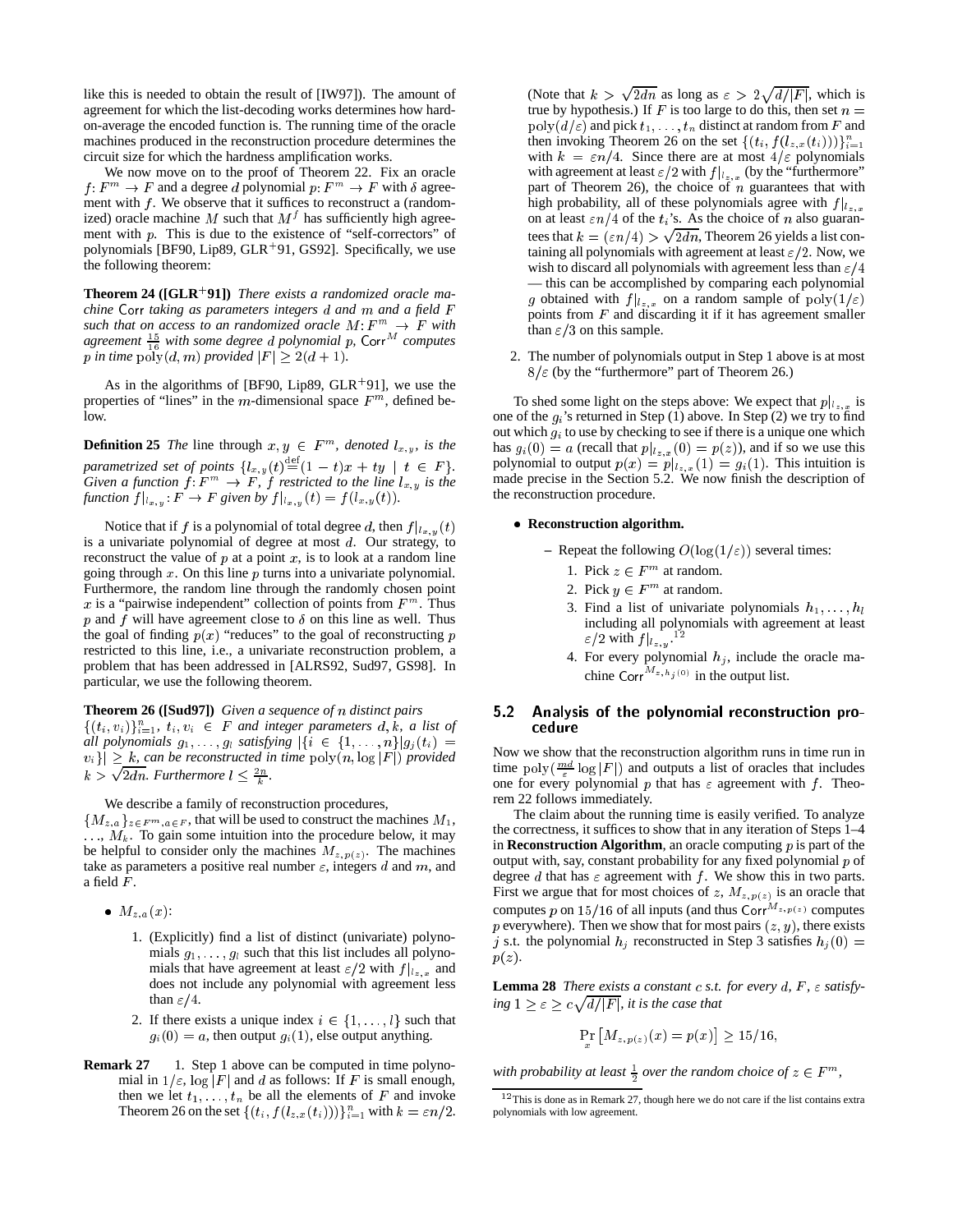like this is needed to obtain the result of [IW97]). The amount of agreement for which the list-decoding works determines how hard-on-average the encoded function is. The running time of the oracle machines produced in the reconstruction procedure determines the circuit size for which the hardness amplification works.

We now move on to the proof of Theorem 22. Fix an oracle $f: F^m \to F$ and a degree $d$ polynomial $p: F^m \to F$ with $\delta$ agreement with $f$. We observe that it suffices to reconstruct a (randomized) oracle machine $M$ such that $M^f$ has sufficiently high agreement with $p$. This is due to the existence of "self-correctors" of polynomials [BF90, Lip89, GLR+91, GS92]. Specifically, we use the following theorem:

**Theorem 24 ([GLR+91])** *There exists a randomized oracle machine* $\mathsf{Corr}$ *taking as parameters integers $d$ and $m$ and a field $F$ such that on access to an randomized oracle $M: F^m \to F$ with agreement $\frac{15}{16}$ with some degree $d$ polynomial $p$,* $\mathsf{Corr}^M$ *computes $p$ in time $\mathrm{poly}(d, m)$ provided $|F| \geq 2(d+1)$.*

As in the algorithms of [BF90, Lip89, GLR+91], we use the properties of "lines" in the $m$-dimensional space $F^m$, defined below.

**Definition 25** *The* line through $x, y \in F^m$*, denoted $l_{x,y}$, is the parametrized set of points $\{l_{x,y}(t) \stackrel{\text{def}}{=} (1-t)x + ty \mid t \in F\}$. Given a function $f: F^m \to F$, $f$ restricted to the line $l_{x,y}$ is the function $f|_{l_{x,y}}: F \to F$ given by $f|_{l_{x,y}}(t) = f(l_{x,y}(t))$.*

Notice that if $f$ is a polynomial of total degree $d$, then $f|_{l_{x,y}}(t)$ is a univariate polynomial of degree at most $d$. Our strategy, to reconstruct the value of $p$ at a point $x$, is to look at a random line going through $x$. On this line $p$ turns into a univariate polynomial. Furthermore, the random line through the randomly chosen point $x$ is a "pairwise independent" collection of points from $F^m$. Thus $p$ and $f$ will have agreement close to $\delta$ on this line as well. Thus the goal of finding $p(x)$ "reduces" to the goal of reconstructing $p$ restricted to this line, i.e., a univariate reconstruction problem, a problem that has been addressed in [ALRS92, Sud97, GS98]. In particular, we use the following theorem.

**Theorem 26 ([Sud97])** *Given a sequence of $n$ distinct pairs $\{(t_i, v_i)\}_{i=1}^n$, $t_i, v_i \in F$ and integer parameters $d, k$, a list of all polynomials $g_1, \ldots, g_l$ satisfying $|\{i \in \{1, \ldots, n\} | g_j(t_i) = v_i\}| \geq k$, can be reconstructed in time $\mathrm{poly}(n, \log|F|)$ provided $k > \sqrt{2dn}$. Furthermore $l \leq \frac{2n}{k}$.*

We describe a family of reconstruction procedures, $\{M_{z,a}\}_{z \in F^m, a \in F}$, that will be used to construct the machines $M_1$, ..., $M_k$. To gain some intuition into the procedure below, it may be helpful to consider only the machines $M_{z,p(z)}$. The machines take as parameters a positive real number $\varepsilon$, integers $d$ and $m$, and a field $F$.

- $M_{z,a}(x)$:
  1. (Explicitly) find a list of distinct (univariate) polynomials $g_1, \ldots, g_l$ such that this list includes all polynomials that have agreement at least $\varepsilon/2$ with $f|_{l_{z,x}}$ and does not include any polynomial with agreement less than $\varepsilon/4$.
  2. If there exists a unique index $i \in \{1, \ldots, l\}$ such that $g_i(0) = a$, then output $g_i(1)$, else output anything.

**Remark 27**
1. Step 1 above can be computed in time polynomial in $1/\varepsilon$, $\log|F|$ and $d$ as follows: If $F$ is small enough, then we let $t_1, \ldots, t_n$ be all the elements of $F$ and invoke Theorem 26 on the set $\{(t_i, f(l_{z,x}(t_i)))\}_{i=1}^n$ with $k = \varepsilon n/2$. (Note that $k > \sqrt{2dn}$ as long as $\varepsilon > 2\sqrt{d/|F|}$, which is true by hypothesis.) If $F$ is too large to do this, then set $n = \mathrm{poly}(d/\varepsilon)$ and pick $t_1, \ldots, t_n$ distinct at random from $F$ and then invoking Theorem 26 on the set $\{(t_i, f(l_{z,x}(t_i)))\}_{i=1}^n$ with $k = \varepsilon n/4$. Since there are at most $4/\varepsilon$ polynomials with agreement at least $\varepsilon/2$ with $f|_{l_{z,x}}$ (by the "furthermore" part of Theorem 26), the choice of $n$ guarantees that with high probability, all of these polynomials agree with $f|_{l_{z,x}}$ on at least $\varepsilon n/4$ of the $t_i$'s. As the choice of $n$ also guarantees that $k = (\varepsilon n/4) > \sqrt{2dn}$, Theorem 26 yields a list containing all polynomials with agreement at least $\varepsilon/2$. Now, we wish to discard all polynomials with agreement less than $\varepsilon/4$ — this can be accomplished by comparing each polynomial $g$ obtained with $f|_{l_{z,x}}$ on a random sample of $\mathrm{poly}(1/\varepsilon)$ points from $F$ and discarding it if it has agreement smaller than $\varepsilon/3$ on this sample.
2. The number of polynomials output in Step 1 above is at most $8/\varepsilon$ (by the "furthermore" part of Theorem 26.)

To shed some light on the steps above: We expect that $p|_{l_{z,x}}$ is one of the $g_i$'s returned in Step (1) above. In Step (2) we try to find out which $g_i$ to use by checking to see if there is a unique one which has $g_i(0) = a$ (recall that $p|_{l_{z,x}}(0) = p(z)$), and if so we use this polynomial to output $p(x) = p|_{l_{z,x}}(1) = g_i(1)$. This intuition is made precise in the Section 5.2. We now finish the description of the reconstruction procedure.

- **Reconstruction algorithm.**
  - Repeat the following $O(\log(1/\varepsilon))$ several times:
    1. Pick $z \in F^m$ at random.
    2. Pick $y \in F^m$ at random.
    3. Find a list of univariate polynomials $h_1, \ldots, h_l$ including all polynomials with agreement at least $\varepsilon/2$ with $f|_{l_{z,y}}$.[12]
    4. For every polynomial $h_j$, include the oracle machine $\mathsf{Corr}^{M_{z,h_j(0)}}$ in the output list.

## 5.2 Analysis of the polynomial reconstruction procedure

Now we show that the reconstruction algorithm runs in time run in time $\mathrm{poly}(\frac{md}{\varepsilon}\log|F|)$ and outputs a list of oracles that includes one for every polynomial $p$ that has $\varepsilon$ agreement with $f$. Theorem 22 follows immediately.

The claim about the running time is easily verified. To analyze the correctness, it suffices to show that in any iteration of Steps 1–4 in **Reconstruction Algorithm**, an oracle computing $p$ is part of the output with, say, constant probability for any fixed polynomial $p$ of degree $d$ that has $\varepsilon$ agreement with $f$. We show this in two parts. First we argue that for most choices of $z$, $M_{z,p(z)}$ is an oracle that computes $p$ on $15/16$ of all inputs (and thus $\mathsf{Corr}^{M_{z,p(z)}}$ computes $p$ everywhere). Then we show that for most pairs $(z, y)$, there exists $j$ s.t. the polynomial $h_j$ reconstructed in Step 3 satisfies $h_j(0) = p(z)$.

**Lemma 28** *There exists a constant $c$ s.t. for every $d$, $F$, $\varepsilon$ satisfying $1 \geq \varepsilon \geq c\sqrt{d/|F|}$, it is the case that*

$$\Pr_x\left[M_{z,p(z)}(x) = p(x)\right] \geq 15/16,$$

*with probability at least $\frac{1}{2}$ over the random choice of $z \in F^m$,*

[12] This is done as in Remark 27, though here we do not care if the list contains extra polynomials with low agreement.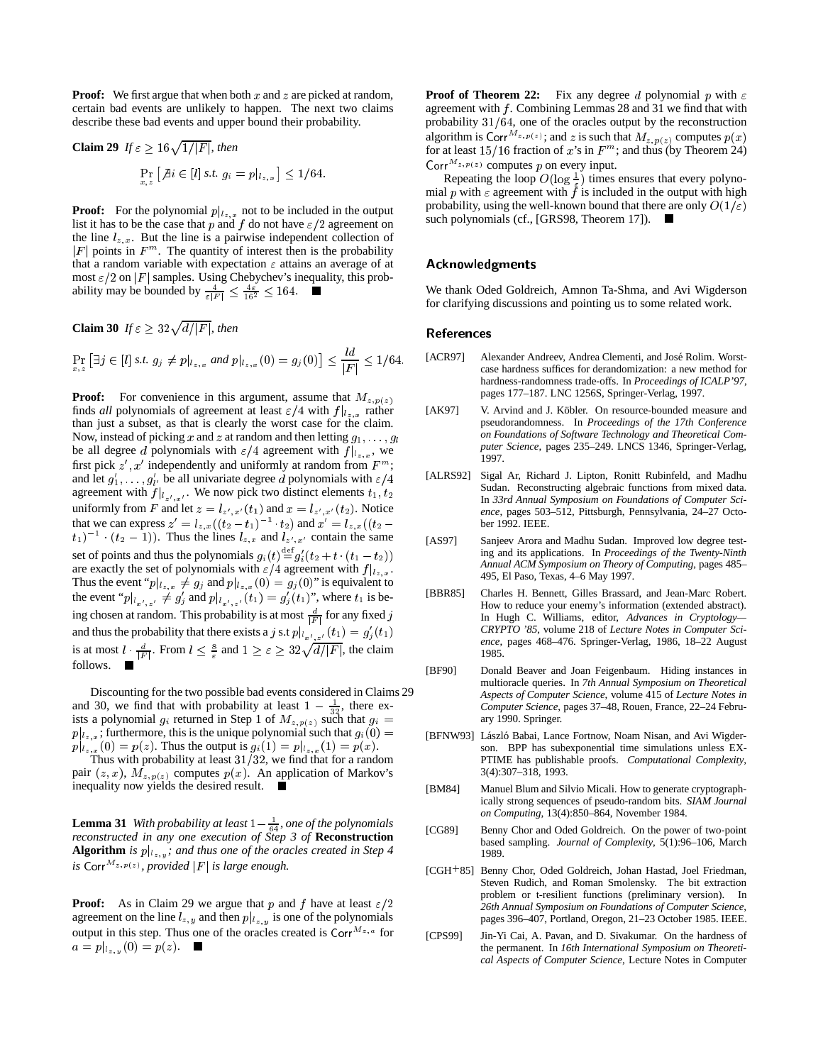**Proof:** We first argue that when both $x$ and $z$ are picked at random, certain bad events are unlikely to happen. The next two claims describe these bad events and upper bound their probability.

**Claim 29** *If $\varepsilon \geq 16\sqrt{1/|F|}$, then*

$$\Pr_{x,z}\left[\not\exists i \in [l] \text{ s.t. } g_i = p|_{l_{z,x}}\right] \leq 1/64.$$

**Proof:** For the polynomial $p|_{l_{z,x}}$ not to be included in the output list it has to be the case that $p$ and $f$ do not have $\varepsilon/2$ agreement on the line $l_{z,x}$. But the line is a pairwise independent collection of $|F|$ points in $F^m$. The quantity of interest then is the probability that a random variable with expectation $\varepsilon$ attains an average of at most $\varepsilon/2$ on $|F|$ samples. Using Chebychev's inequality, this probability may be bounded by $\frac{4}{\varepsilon|F|} \leq \frac{4\varepsilon}{16^2} \leq 164$. ∎

**Claim 30** *If $\varepsilon \geq 32\sqrt{d/|F|}$, then*

$$\Pr_{x,z}\left[\exists j \in [l] \text{ s.t. } g_j \neq p|_{l_{z,x}} \text{ and } p|_{l_{z,x}}(0) = g_j(0)\right] \leq \frac{ld}{|F|} \leq 1/64.$$

**Proof:** For convenience in this argument, assume that $M_{z,p(z)}$ finds *all* polynomials of agreement at least $\varepsilon/4$ with $f|_{l_{z,x}}$ rather than just a subset, as that is clearly the worst case for the claim. Now, instead of picking $x$ and $z$ at random and then letting $g_1, \ldots, g_l$ be all degree $d$ polynomials with $\varepsilon/4$ agreement with $f|_{l_{z,x}}$, we first pick $z', x'$ independently and uniformly at random from $F^m$; and let $g_1', \ldots, g_{l'}'$ be all univariate degree $d$ polynomials with $\varepsilon/4$ agreement with $f|_{l_{z',x'}}$. We now pick two distinct elements $t_1, t_2$ uniformly from $F$ and let $z = l_{z',x'}(t_1)$ and $x = l_{z',x'}(t_2)$. Notice that we can express $z' = l_{z,x}((t_2 - t_1)^{-1} \cdot t_2)$ and $x' = l_{z,x}((t_2 - t_1)^{-1} \cdot (t_2 - 1))$. Thus the lines $l_{z,x}$ and $l_{z',x'}$ contain the same set of points and thus the polynomials $g_i(t) \stackrel{\text{def}}{=} g_i'(t_2 + t \cdot (t_1 - t_2))$ are exactly the set of polynomials with $\varepsilon/4$ agreement with $f|_{l_{z,x}}$. Thus the event "$p|_{l_{z,x}} \neq g_j$ and $p|_{l_{z,x}}(0) = g_j(0)$" is equivalent to the event "$p|_{l_{x',z'}} \neq g_j'$ and $p|_{l_{x',z'}}(t_1) = g_j'(t_1)$", where $t_1$ is being chosen at random. This probability is at most $\frac{d}{|F|}$ for any fixed $j$ and thus the probability that there exists a $j$ s.t $p|_{l_{x',z'}}(t_1) = g_j'(t_1)$ is at most $l \cdot \frac{d}{|F|}$. From $l \leq \frac{8}{\varepsilon}$ and $1 \geq \varepsilon \geq 32\sqrt{d/|F|}$, the claim follows. ∎

Discounting for the two possible bad events considered in Claims 29 and 30, we find that with probability at least $1 - \frac{1}{32}$, there exists a polynomial $g_i$ returned in Step 1 of $M_{z,p(z)}$ such that $g_i = p|_{l_{z,x}}$; furthermore, this is the unique polynomial such that $g_i(0) = p|_{l_{z,x}}(0) = p(z)$. Thus the output is $g_i(1) = p|_{l_{z,x}}(1) = p(x)$.

Thus with probability at least $31/32$, we find that for a random pair $(z, x)$, $M_{z,p(z)}$ computes $p(x)$. An application of Markov's inequality now yields the desired result. ∎

**Lemma 31** *With probability at least $1 - \frac{1}{64}$, one of the polynomials reconstructed in any one execution of Step 3 of* **Reconstruction Algorithm** *is $p|_{l_{z,y}}$; and thus one of the oracles created in Step 4 is $\mathsf{Corr}^{M_{z,p(z)}}$, provided $|F|$ is large enough.*

**Proof:** As in Claim 29 we argue that $p$ and $f$ have at least $\varepsilon/2$ agreement on the line $l_{z,y}$ and then $p|_{l_{z,y}}$ is one of the polynomials output in this step. Thus one of the oracles created is $\mathsf{Corr}^{M_{z,a}}$ for $a = p|_{l_{z,y}}(0) = p(z)$. ∎

**Proof of Theorem 22:** Fix any degree $d$ polynomial $p$ with $\varepsilon$ agreement with $f$. Combining Lemmas 28 and 31 we find that with probability $31/64$, one of the oracles output by the reconstruction algorithm is $\mathsf{Corr}^{M_{z,p(z)}}$; and $z$ is such that $M_{z,p(z)}$ computes $p(x)$ for at least $15/16$ fraction of $x$'s in $F^m$; and thus (by Theorem 24) $\mathsf{Corr}^{M_{z,p(z)}}$ computes $p$ on every input.

Repeating the loop $O(\log \frac{1}{\varepsilon})$ times ensures that every polynomial $p$ with $\varepsilon$ agreement with $f$ is included in the output with high probability, using the well-known bound that there are only $O(1/\varepsilon)$ such polynomials (cf., [GRS98, Theorem 17]). ∎

## Acknowledgments

We thank Oded Goldreich, Amnon Ta-Shma, and Avi Wigderson for clarifying discussions and pointing us to some related work.

## References

[ACR97] Alexander Andreev, Andrea Clementi, and José Rolim. Worst-case hardness suffices for derandomization: a new method for hardness-randomness trade-offs. In *Proceedings of ICALP'97*, pages 177–187. LNC 1256S, Springer-Verlag, 1997.

[AK97] V. Arvind and J. Köbler. On resource-bounded measure and pseudorandomness. In *Proceedings of the 17th Conference on Foundations of Software Technology and Theoretical Computer Science*, pages 235–249. LNCS 1346, Springer-Verlag, 1997.

[ALRS92] Sigal Ar, Richard J. Lipton, Ronitt Rubinfeld, and Madhu Sudan. Reconstructing algebraic functions from mixed data. In *33rd Annual Symposium on Foundations of Computer Science*, pages 503–512, Pittsburgh, Pennsylvania, 24–27 October 1992. IEEE.

[AS97] Sanjeev Arora and Madhu Sudan. Improved low degree testing and its applications. In *Proceedings of the Twenty-Ninth Annual ACM Symposium on Theory of Computing*, pages 485–495, El Paso, Texas, 4–6 May 1997.

[BBR85] Charles H. Bennett, Gilles Brassard, and Jean-Marc Robert. How to reduce your enemy's information (extended abstract). In Hugh C. Williams, editor, *Advances in Cryptology—CRYPTO '85*, volume 218 of *Lecture Notes in Computer Science*, pages 468–476. Springer-Verlag, 1986, 18–22 August 1985.

[BF90] Donald Beaver and Joan Feigenbaum. Hiding instances in multioracle queries. In *7th Annual Symposium on Theoretical Aspects of Computer Science*, volume 415 of *Lecture Notes in Computer Science*, pages 37–48, Rouen, France, 22–24 February 1990. Springer.

[BFNW93] László Babai, Lance Fortnow, Noam Nisan, and Avi Wigderson. BPP has subexponential time simulations unless EXPTIME has publishable proofs. *Computational Complexity*, 3(4):307–318, 1993.

[BM84] Manuel Blum and Silvio Micali. How to generate cryptographically strong sequences of pseudo-random bits. *SIAM Journal on Computing*, 13(4):850–864, November 1984.

[CG89] Benny Chor and Oded Goldreich. On the power of two-point based sampling. *Journal of Complexity*, 5(1):96–106, March 1989.

[CGH+85] Benny Chor, Oded Goldreich, Johan Hastad, Joel Friedman, Steven Rudich, and Roman Smolensky. The bit extraction problem or t-resilient functions (preliminary version). In *26th Annual Symposium on Foundations of Computer Science*, pages 396–407, Portland, Oregon, 21–23 October 1985. IEEE.

[CPS99] Jin-Yi Cai, A. Pavan, and D. Sivakumar. On the hardness of the permanent. In *16th International Symposium on Theoretical Aspects of Computer Science*, Lecture Notes in Computer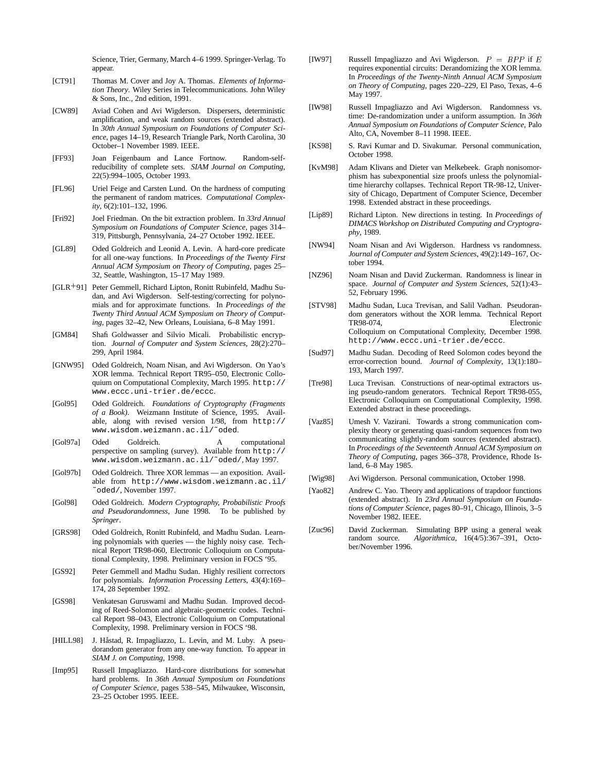Science, Trier, Germany, March 4–6 1999. Springer-Verlag. To appear.

[CT91] Thomas M. Cover and Joy A. Thomas. *Elements of Information Theory*. Wiley Series in Telecommunications. John Wiley & Sons, Inc., 2nd edition, 1991.

[CW89] Aviad Cohen and Avi Wigderson. Dispersers, deterministic amplification, and weak random sources (extended abstract). In *30th Annual Symposium on Foundations of Computer Science*, pages 14–19, Research Triangle Park, North Carolina, 30 October–1 November 1989. IEEE.

[FF93] Joan Feigenbaum and Lance Fortnow. Random-self-reducibility of complete sets. *SIAM Journal on Computing*, 22(5):994–1005, October 1993.

[FL96] Uriel Feige and Carsten Lund. On the hardness of computing the permanent of random matrices. *Computational Complexity*, 6(2):101–132, 1996.

[Fri92] Joel Friedman. On the bit extraction problem. In *33rd Annual Symposium on Foundations of Computer Science*, pages 314–319, Pittsburgh, Pennsylvania, 24–27 October 1992. IEEE.

[GL89] Oded Goldreich and Leonid A. Levin. A hard-core predicate for all one-way functions. In *Proceedings of the Twenty First Annual ACM Symposium on Theory of Computing*, pages 25–32, Seattle, Washington, 15–17 May 1989.

[GLR+91] Peter Gemmell, Richard Lipton, Ronitt Rubinfeld, Madhu Sudan, and Avi Wigderson. Self-testing/correcting for polynomials and for approximate functions. In *Proceedings of the Twenty Third Annual ACM Symposium on Theory of Computing*, pages 32–42, New Orleans, Louisiana, 6–8 May 1991.

[GM84] Shafi Goldwasser and Silvio Micali. Probabilistic encryption. *Journal of Computer and System Sciences*, 28(2):270–299, April 1984.

[GNW95] Oded Goldreich, Noam Nisan, and Avi Wigderson. On Yao's XOR lemma. Technical Report TR95–050, Electronic Colloquium on Computational Complexity, March 1995. `http://www.eccc.uni-trier.de/eccc`.

[Gol95] Oded Goldreich. *Foundations of Cryptography (Fragments of a Book)*. Weizmann Institute of Science, 1995. Available, along with revised version 1/98, from `http://www.wisdom.weizmann.ac.il/~oded`.

[Gol97a] Oded Goldreich. A computational perspective on sampling (survey). Available from `http://www.wisdom.weizmann.ac.il/~oded/`, May 1997.

[Gol97b] Oded Goldreich. Three XOR lemmas — an exposition. Available from `http://www.wisdom.weizmann.ac.il/~oded/`, November 1997.

[Gol98] Oded Goldreich. *Modern Cryptography, Probabilistic Proofs and Pseudorandomness*, June 1998. To be published by *Springer*.

[GRS98] Oded Goldreich, Ronitt Rubinfeld, and Madhu Sudan. Learning polynomials with queries — the highly noisy case. Technical Report TR98-060, Electronic Colloquium on Computational Complexity, 1998. Preliminary version in FOCS '95.

[GS92] Peter Gemmell and Madhu Sudan. Highly resilient correctors for polynomials. *Information Processing Letters*, 43(4):169–174, 28 September 1992.

[GS98] Venkatesan Guruswami and Madhu Sudan. Improved decoding of Reed-Solomon and algebraic-geometric codes. Technical Report 98–043, Electronic Colloquium on Computational Complexity, 1998. Preliminary version in FOCS '98.

[HILL98] J. Håstad, R. Impagliazzo, L. Levin, and M. Luby. A pseudorandom generator from any one-way function. To appear in *SIAM J. on Computing*, 1998.

[Imp95] Russell Impagliazzo. Hard-core distributions for somewhat hard problems. In *36th Annual Symposium on Foundations of Computer Science*, pages 538–545, Milwaukee, Wisconsin, 23–25 October 1995. IEEE.

[IW97] Russell Impagliazzo and Avi Wigderson. $P = BPP$ if $E$ requires exponential circuits: Derandomizing the XOR lemma. In *Proceedings of the Twenty-Ninth Annual ACM Symposium on Theory of Computing*, pages 220–229, El Paso, Texas, 4–6 May 1997.

[IW98] Russell Impagliazzo and Avi Wigderson. Randomness vs. time: De-randomization under a uniform assumption. In *36th Annual Symposium on Foundations of Computer Science*, Palo Alto, CA, November 8–11 1998. IEEE.

[KS98] S. Ravi Kumar and D. Sivakumar. Personal communication, October 1998.

[KvM98] Adam Klivans and Dieter van Melkebeek. Graph nonisomorphism has subexponential size proofs unless the polynomial-time hierarchy collapses. Technical Report TR-98-12, University of Chicago, Department of Computer Science, December 1998. Extended abstract in these proceedings.

[Lip89] Richard Lipton. New directions in testing. In *Proceedings of DIMACS Workshop on Distributed Computing and Cryptography*, 1989.

[NW94] Noam Nisan and Avi Wigderson. Hardness vs randomness. *Journal of Computer and System Sciences*, 49(2):149–167, October 1994.

[NZ96] Noam Nisan and David Zuckerman. Randomness is linear in space. *Journal of Computer and System Sciences*, 52(1):43–52, February 1996.

[STV98] Madhu Sudan, Luca Trevisan, and Salil Vadhan. Pseudorandom generators without the XOR lemma. Technical Report TR98-074, Electronic Colloquium on Computational Complexity, December 1998. `http://www.eccc.uni-trier.de/eccc`.

[Sud97] Madhu Sudan. Decoding of Reed Solomon codes beyond the error-correction bound. *Journal of Complexity*, 13(1):180–193, March 1997.

[Tre98] Luca Trevisan. Constructions of near-optimal extractors using pseudo-random generators. Technical Report TR98-055, Electronic Colloquium on Computational Complexity, 1998. Extended abstract in these proceedings.

[Vaz85] Umesh V. Vazirani. Towards a strong communication complexity theory or generating quasi-random sequences from two communicating slightly-random sources (extended abstract). In *Proceedings of the Seventeenth Annual ACM Symposium on Theory of Computing*, pages 366–378, Providence, Rhode Island, 6–8 May 1985.

[Wig98] Avi Wigderson. Personal communication, October 1998.

[Yao82] Andrew C. Yao. Theory and applications of trapdoor functions (extended abstract). In *23rd Annual Symposium on Foundations of Computer Science*, pages 80–91, Chicago, Illinois, 3–5 November 1982. IEEE.

[Zuc96] David Zuckerman. Simulating BPP using a general weak random source. *Algorithmica*, 16(4/5):367–391, October/November 1996.